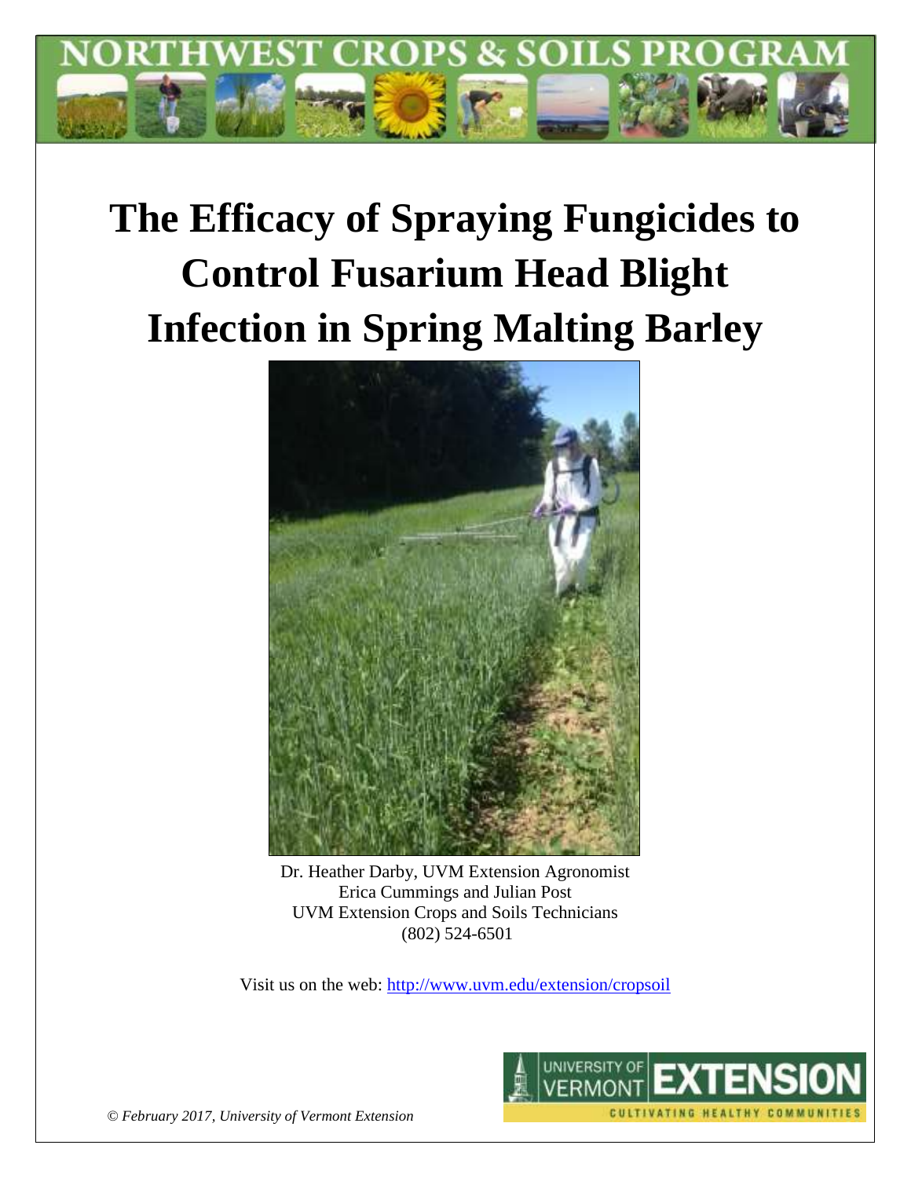NORTHWEST CROPS & SOILS PROGRAM

# The Efficacy of Spraying Fungicides to Control Fusarium Head Blight Infection in Spring Malting Barley

Dr. Heather Darby, UVM Extension Agronomist
Erica Cummings and Julian Post
UVM Extension Crops and Soils Technicians
(802) 524-6501

Visit us on the web: http://www.uvm.edu/extension/cropsoil

*© February 2017, University of Vermont Extension*

UNIVERSITY OF VERMONT EXTENSION
CULTIVATING HEALTHY COMMUNITIES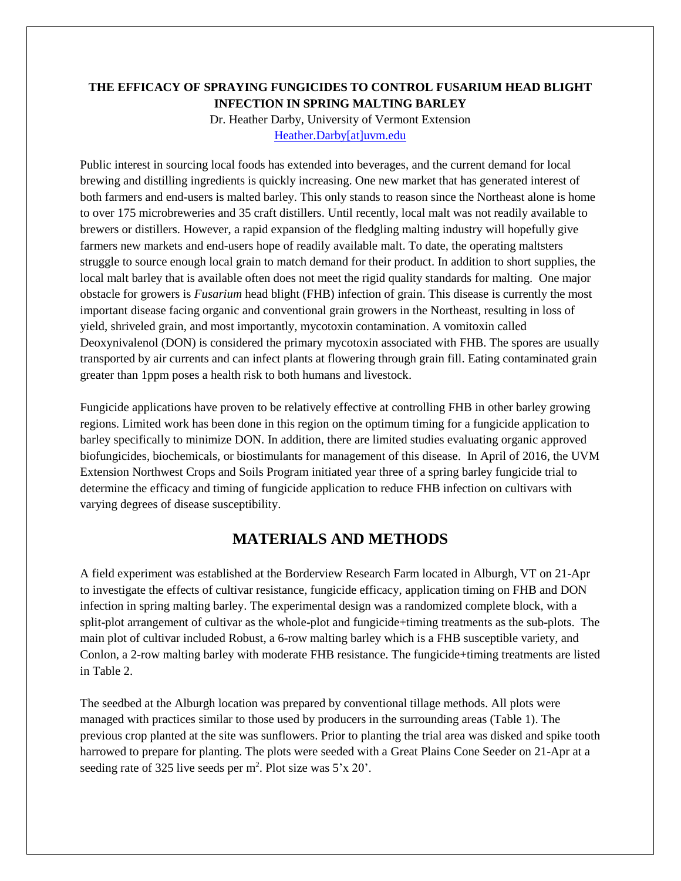**THE EFFICACY OF SPRAYING FUNGICIDES TO CONTROL FUSARIUM HEAD BLIGHT INFECTION IN SPRING MALTING BARLEY**

Dr. Heather Darby, University of Vermont Extension
Heather.Darby[at]uvm.edu

Public interest in sourcing local foods has extended into beverages, and the current demand for local brewing and distilling ingredients is quickly increasing. One new market that has generated interest of both farmers and end-users is malted barley. This only stands to reason since the Northeast alone is home to over 175 microbreweries and 35 craft distillers. Until recently, local malt was not readily available to brewers or distillers. However, a rapid expansion of the fledgling malting industry will hopefully give farmers new markets and end-users hope of readily available malt. To date, the operating maltsters struggle to source enough local grain to match demand for their product. In addition to short supplies, the local malt barley that is available often does not meet the rigid quality standards for malting. One major obstacle for growers is *Fusarium* head blight (FHB) infection of grain. This disease is currently the most important disease facing organic and conventional grain growers in the Northeast, resulting in loss of yield, shriveled grain, and most importantly, mycotoxin contamination. A vomitoxin called Deoxynivalenol (DON) is considered the primary mycotoxin associated with FHB. The spores are usually transported by air currents and can infect plants at flowering through grain fill. Eating contaminated grain greater than 1ppm poses a health risk to both humans and livestock.

Fungicide applications have proven to be relatively effective at controlling FHB in other barley growing regions. Limited work has been done in this region on the optimum timing for a fungicide application to barley specifically to minimize DON. In addition, there are limited studies evaluating organic approved biofungicides, biochemicals, or biostimulants for management of this disease. In April of 2016, the UVM Extension Northwest Crops and Soils Program initiated year three of a spring barley fungicide trial to determine the efficacy and timing of fungicide application to reduce FHB infection on cultivars with varying degrees of disease susceptibility.

## MATERIALS AND METHODS

A field experiment was established at the Borderview Research Farm located in Alburgh, VT on 21-Apr to investigate the effects of cultivar resistance, fungicide efficacy, application timing on FHB and DON infection in spring malting barley. The experimental design was a randomized complete block, with a split-plot arrangement of cultivar as the whole-plot and fungicide+timing treatments as the sub-plots. The main plot of cultivar included Robust, a 6-row malting barley which is a FHB susceptible variety, and Conlon, a 2-row malting barley with moderate FHB resistance. The fungicide+timing treatments are listed in Table 2.

The seedbed at the Alburgh location was prepared by conventional tillage methods. All plots were managed with practices similar to those used by producers in the surrounding areas (Table 1). The previous crop planted at the site was sunflowers. Prior to planting the trial area was disked and spike tooth harrowed to prepare for planting. The plots were seeded with a Great Plains Cone Seeder on 21-Apr at a seeding rate of 325 live seeds per $m^2$. Plot size was 5'x 20'.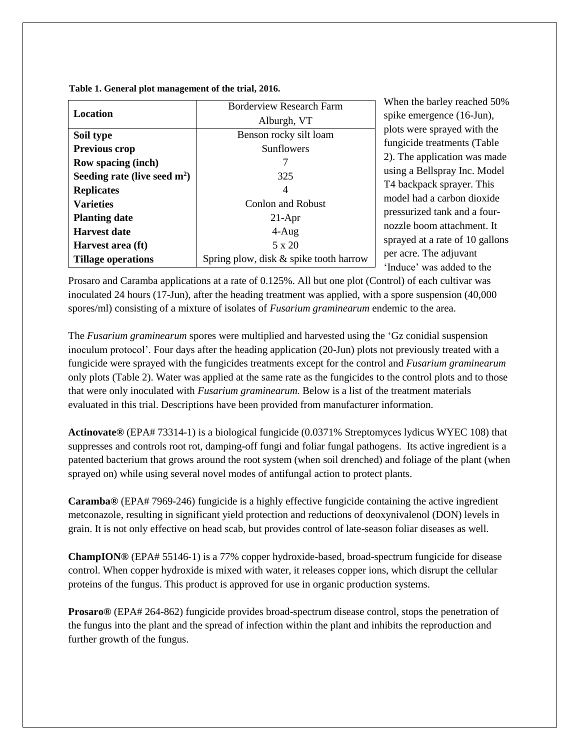**Table 1. General plot management of the trial, 2016.**

| Location | Borderview Research Farm Alburgh, VT |
|---|---|
| **Soil type** | Benson rocky silt loam |
| **Previous crop** | Sunflowers |
| **Row spacing (inch)** | 7 |
| **Seeding rate (live seed m$^2$)** | 325 |
| **Replicates** | 4 |
| **Varieties** | Conlon and Robust |
| **Planting date** | 21-Apr |
| **Harvest date** | 4-Aug |
| **Harvest area (ft)** | 5 x 20 |
| **Tillage operations** | Spring plow, disk & spike tooth harrow |

When the barley reached 50% spike emergence (16-Jun), plots were sprayed with the fungicide treatments (Table 2). The application was made using a Bellspray Inc. Model T4 backpack sprayer. This model had a carbon dioxide pressurized tank and a four-nozzle boom attachment. It sprayed at a rate of 10 gallons per acre. The adjuvant 'Induce' was added to the Prosaro and Caramba applications at a rate of 0.125%. All but one plot (Control) of each cultivar was inoculated 24 hours (17-Jun), after the heading treatment was applied, with a spore suspension (40,000 spores/ml) consisting of a mixture of isolates of *Fusarium graminearum* endemic to the area.

The *Fusarium graminearum* spores were multiplied and harvested using the 'Gz conidial suspension inoculum protocol'. Four days after the heading application (20-Jun) plots not previously treated with a fungicide were sprayed with the fungicides treatments except for the control and *Fusarium graminearum* only plots (Table 2). Water was applied at the same rate as the fungicides to the control plots and to those that were only inoculated with *Fusarium graminearum.* Below is a list of the treatment materials evaluated in this trial. Descriptions have been provided from manufacturer information.

**Actinovate®** (EPA# 73314-1) is a biological fungicide (0.0371% Streptomyces lydicus WYEC 108) that suppresses and controls root rot, damping-off fungi and foliar fungal pathogens. Its active ingredient is a patented bacterium that grows around the root system (when soil drenched) and foliage of the plant (when sprayed on) while using several novel modes of antifungal action to protect plants.

**Caramba®** (EPA# 7969-246) fungicide is a highly effective fungicide containing the active ingredient metconazole, resulting in significant yield protection and reductions of deoxynivalenol (DON) levels in grain. It is not only effective on head scab, but provides control of late-season foliar diseases as well.

**ChampION®** (EPA# 55146-1) is a 77% copper hydroxide-based, broad-spectrum fungicide for disease control. When copper hydroxide is mixed with water, it releases copper ions, which disrupt the cellular proteins of the fungus. This product is approved for use in organic production systems.

**Prosaro®** (EPA# 264-862) fungicide provides broad-spectrum disease control, stops the penetration of the fungus into the plant and the spread of infection within the plant and inhibits the reproduction and further growth of the fungus.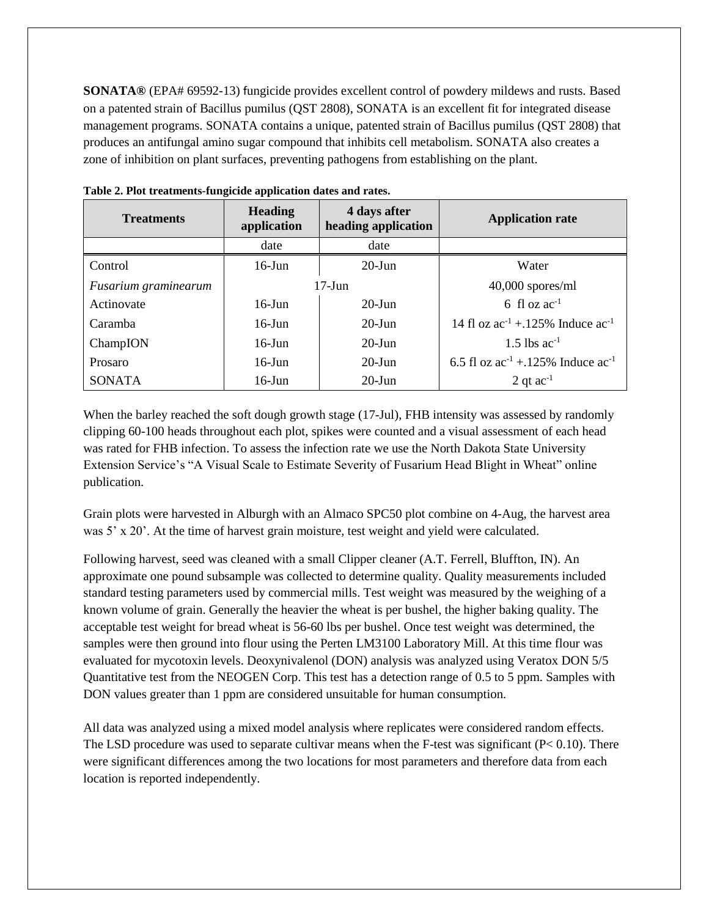**SONATA®** (EPA# 69592-13) fungicide provides excellent control of powdery mildews and rusts. Based on a patented strain of Bacillus pumilus (QST 2808), SONATA is an excellent fit for integrated disease management programs. SONATA contains a unique, patented strain of Bacillus pumilus (QST 2808) that produces an antifungal amino sugar compound that inhibits cell metabolism. SONATA also creates a zone of inhibition on plant surfaces, preventing pathogens from establishing on the plant.

**Table 2. Plot treatments-fungicide application dates and rates.**

| Treatments | Heading application | 4 days after heading application | Application rate |
|---|---|---|---|
| | date | date | |
| Control | 16-Jun | 20-Jun | Water |
| *Fusarium graminearum* | 17-Jun | | 40,000 spores/ml |
| Actinovate | 16-Jun | 20-Jun | 6 fl oz $ac^{-1}$ |
| Caramba | 16-Jun | 20-Jun | 14 fl oz $ac^{-1}$ +.125% Induce $ac^{-1}$ |
| ChampION | 16-Jun | 20-Jun | 1.5 lbs $ac^{-1}$ |
| Prosaro | 16-Jun | 20-Jun | 6.5 fl oz $ac^{-1}$ +.125% Induce $ac^{-1}$ |
| SONATA | 16-Jun | 20-Jun | 2 qt $ac^{-1}$ |

When the barley reached the soft dough growth stage (17-Jul), FHB intensity was assessed by randomly clipping 60-100 heads throughout each plot, spikes were counted and a visual assessment of each head was rated for FHB infection. To assess the infection rate we use the North Dakota State University Extension Service's "A Visual Scale to Estimate Severity of Fusarium Head Blight in Wheat" online publication.

Grain plots were harvested in Alburgh with an Almaco SPC50 plot combine on 4-Aug, the harvest area was 5' x 20'. At the time of harvest grain moisture, test weight and yield were calculated.

Following harvest, seed was cleaned with a small Clipper cleaner (A.T. Ferrell, Bluffton, IN). An approximate one pound subsample was collected to determine quality. Quality measurements included standard testing parameters used by commercial mills. Test weight was measured by the weighing of a known volume of grain. Generally the heavier the wheat is per bushel, the higher baking quality. The acceptable test weight for bread wheat is 56-60 lbs per bushel. Once test weight was determined, the samples were then ground into flour using the Perten LM3100 Laboratory Mill. At this time flour was evaluated for mycotoxin levels. Deoxynivalenol (DON) analysis was analyzed using Veratox DON 5/5 Quantitative test from the NEOGEN Corp. This test has a detection range of 0.5 to 5 ppm. Samples with DON values greater than 1 ppm are considered unsuitable for human consumption.

All data was analyzed using a mixed model analysis where replicates were considered random effects. The LSD procedure was used to separate cultivar means when the F-test was significant ($P < 0.10$). There were significant differences among the two locations for most parameters and therefore data from each location is reported independently.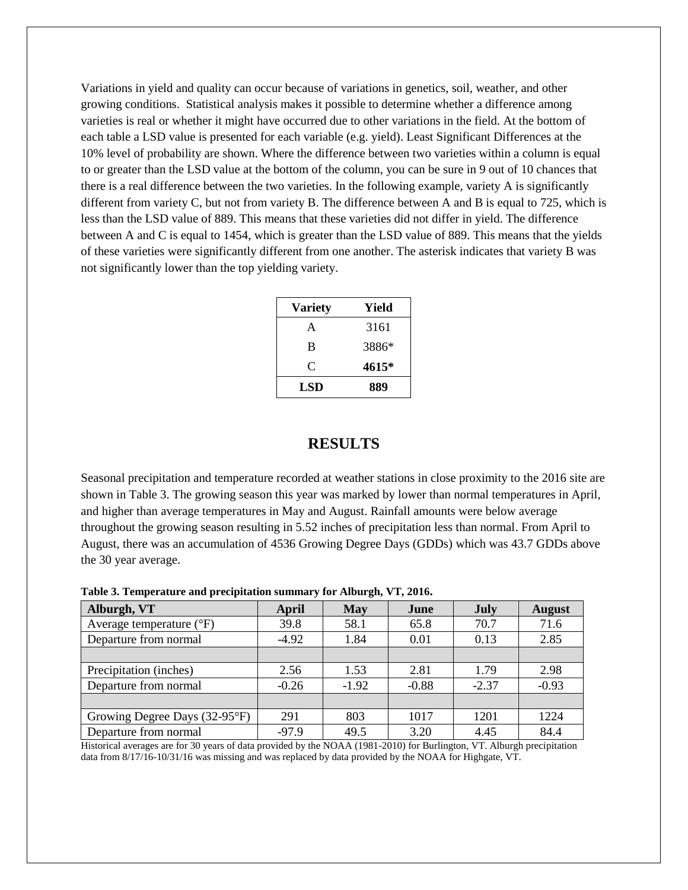Variations in yield and quality can occur because of variations in genetics, soil, weather, and other growing conditions. Statistical analysis makes it possible to determine whether a difference among varieties is real or whether it might have occurred due to other variations in the field. At the bottom of each table a LSD value is presented for each variable (e.g. yield). Least Significant Differences at the 10% level of probability are shown. Where the difference between two varieties within a column is equal to or greater than the LSD value at the bottom of the column, you can be sure in 9 out of 10 chances that there is a real difference between the two varieties. In the following example, variety A is significantly different from variety C, but not from variety B. The difference between A and B is equal to 725, which is less than the LSD value of 889. This means that these varieties did not differ in yield. The difference between A and C is equal to 1454, which is greater than the LSD value of 889. This means that the yields of these varieties were significantly different from one another. The asterisk indicates that variety B was not significantly lower than the top yielding variety.

| Variety | Yield |
|---|---|
| A | 3161 |
| B | 3886* |
| C | **4615*** |
| **LSD** | **889** |

# RESULTS

Seasonal precipitation and temperature recorded at weather stations in close proximity to the 2016 site are shown in Table 3. The growing season this year was marked by lower than normal temperatures in April, and higher than average temperatures in May and August. Rainfall amounts were below average throughout the growing season resulting in 5.52 inches of precipitation less than normal. From April to August, there was an accumulation of 4536 Growing Degree Days (GDDs) which was 43.7 GDDs above the 30 year average.

**Table 3. Temperature and precipitation summary for Alburgh, VT, 2016.**

| Alburgh, VT | April | May | June | July | August |
|---|---|---|---|---|---|
| Average temperature (°F) | 39.8 | 58.1 | 65.8 | 70.7 | 71.6 |
| Departure from normal | -4.92 | 1.84 | 0.01 | 0.13 | 2.85 |
| | | | | | |
| Precipitation (inches) | 2.56 | 1.53 | 2.81 | 1.79 | 2.98 |
| Departure from normal | -0.26 | -1.92 | -0.88 | -2.37 | -0.93 |
| | | | | | |
| Growing Degree Days (32-95°F) | 291 | 803 | 1017 | 1201 | 1224 |
| Departure from normal | -97.9 | 49.5 | 3.20 | 4.45 | 84.4 |

Historical averages are for 30 years of data provided by the NOAA (1981-2010) for Burlington, VT. Alburgh precipitation data from 8/17/16-10/31/16 was missing and was replaced by data provided by the NOAA for Highgate, VT.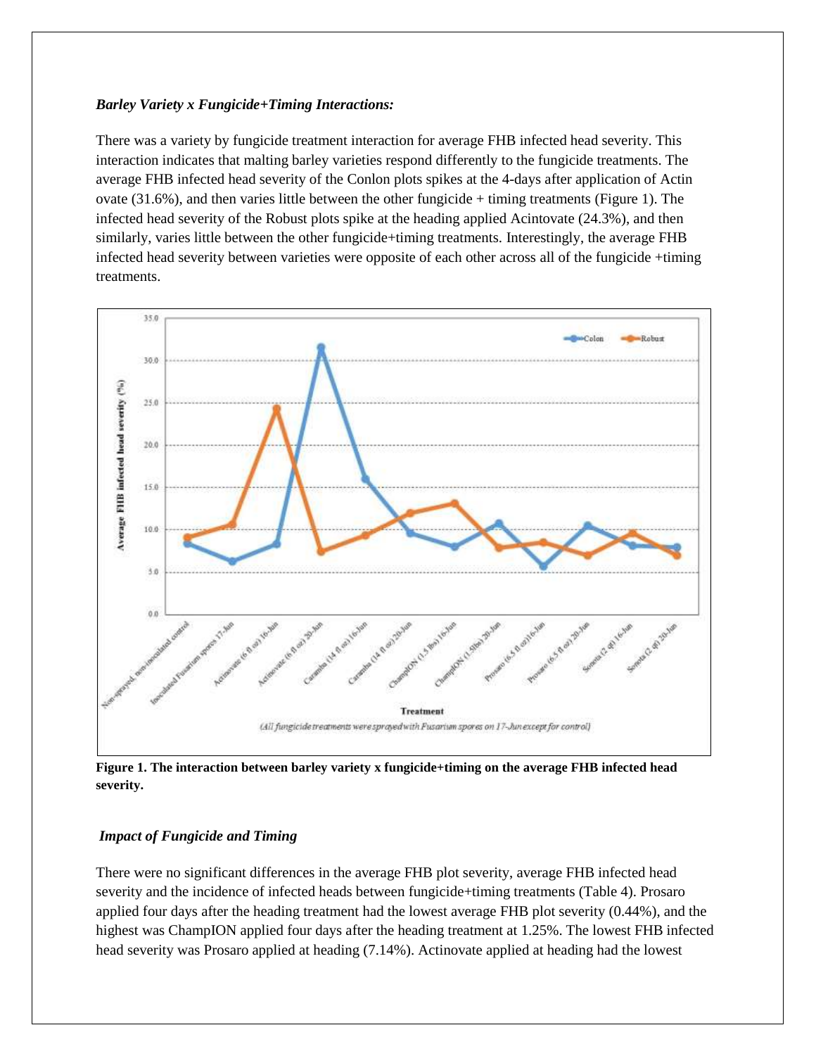***Barley Variety x Fungicide+Timing Interactions:***

There was a variety by fungicide treatment interaction for average FHB infected head severity. This interaction indicates that malting barley varieties respond differently to the fungicide treatments. The average FHB infected head severity of the Conlon plots spikes at the 4-days after application of Actin ovate (31.6%), and then varies little between the other fungicide + timing treatments (Figure 1). The infected head severity of the Robust plots spike at the heading applied Acintovate (24.3%), and then similarly, varies little between the other fungicide+timing treatments. Interestingly, the average FHB infected head severity between varieties were opposite of each other across all of the fungicide +timing treatments.

**Figure 1. The interaction between barley variety x fungicide+timing on the average FHB infected head severity.**

***Impact of Fungicide and Timing***

There were no significant differences in the average FHB plot severity, average FHB infected head severity and the incidence of infected heads between fungicide+timing treatments (Table 4). Prosaro applied four days after the heading treatment had the lowest average FHB plot severity (0.44%), and the highest was ChampION applied four days after the heading treatment at 1.25%. The lowest FHB infected head severity was Prosaro applied at heading (7.14%). Actinovate applied at heading had the lowest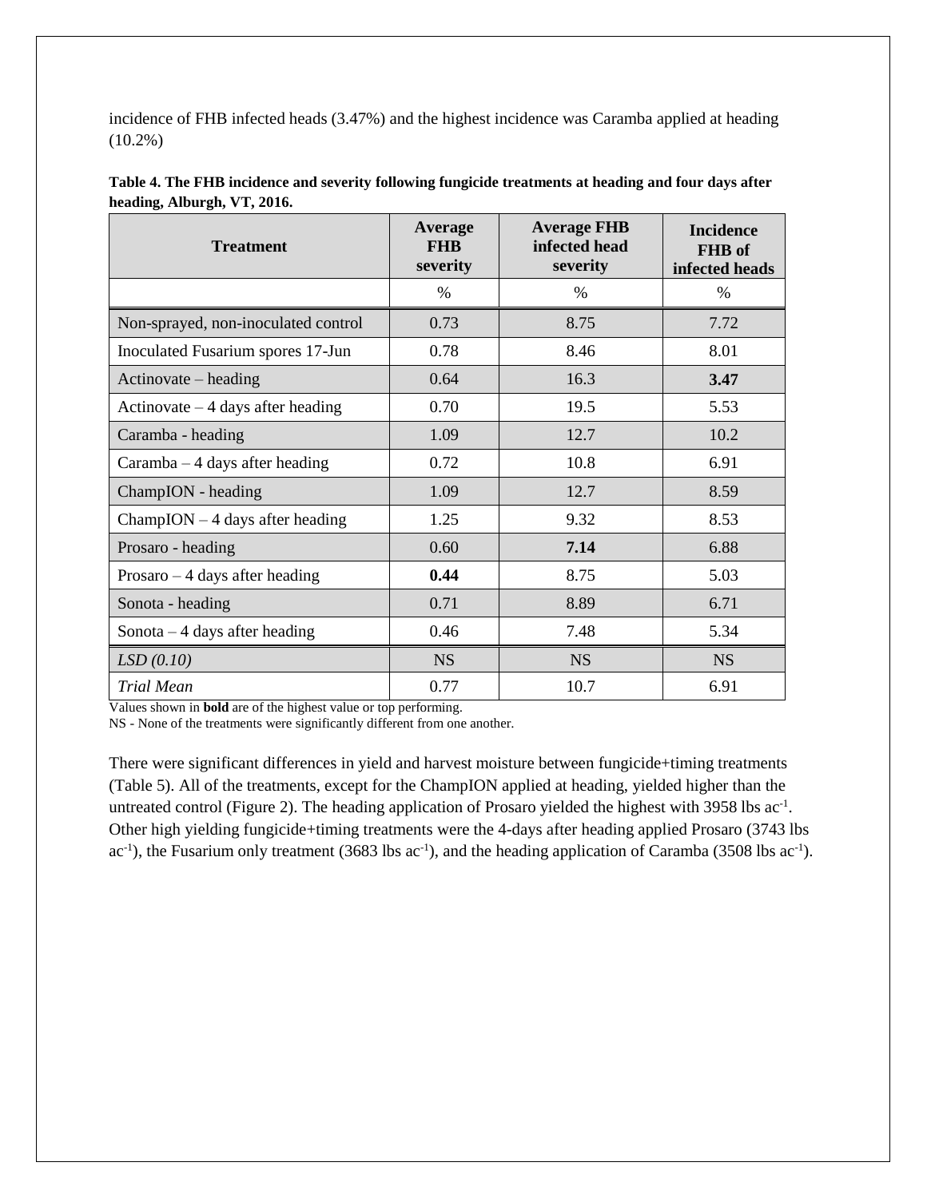incidence of FHB infected heads (3.47%) and the highest incidence was Caramba applied at heading (10.2%)

**Table 4. The FHB incidence and severity following fungicide treatments at heading and four days after heading, Alburgh, VT, 2016.**

| Treatment | Average FHB severity | Average FHB infected head severity | Incidence FHB of infected heads |
|---|---|---|---|
| | % | % | % |
| Non-sprayed, non-inoculated control | 0.73 | 8.75 | 7.72 |
| Inoculated Fusarium spores 17-Jun | 0.78 | 8.46 | 8.01 |
| Actinovate – heading | 0.64 | 16.3 | **3.47** |
| Actinovate – 4 days after heading | 0.70 | 19.5 | 5.53 |
| Caramba - heading | 1.09 | 12.7 | 10.2 |
| Caramba – 4 days after heading | 0.72 | 10.8 | 6.91 |
| ChampION - heading | 1.09 | 12.7 | 8.59 |
| ChampION – 4 days after heading | 1.25 | 9.32 | 8.53 |
| Prosaro - heading | 0.60 | **7.14** | 6.88 |
| Prosaro – 4 days after heading | **0.44** | 8.75 | 5.03 |
| Sonota - heading | 0.71 | 8.89 | 6.71 |
| Sonota – 4 days after heading | 0.46 | 7.48 | 5.34 |
| *LSD (0.10)* | NS | NS | NS |
| *Trial Mean* | 0.77 | 10.7 | 6.91 |

Values shown in **bold** are of the highest value or top performing.

NS - None of the treatments were significantly different from one another.

There were significant differences in yield and harvest moisture between fungicide+timing treatments (Table 5). All of the treatments, except for the ChampION applied at heading, yielded higher than the untreated control (Figure 2). The heading application of Prosaro yielded the highest with 3958 lbs ac$^{-1}$. Other high yielding fungicide+timing treatments were the 4-days after heading applied Prosaro (3743 lbs ac$^{-1}$), the Fusarium only treatment (3683 lbs ac$^{-1}$), and the heading application of Caramba (3508 lbs ac$^{-1}$).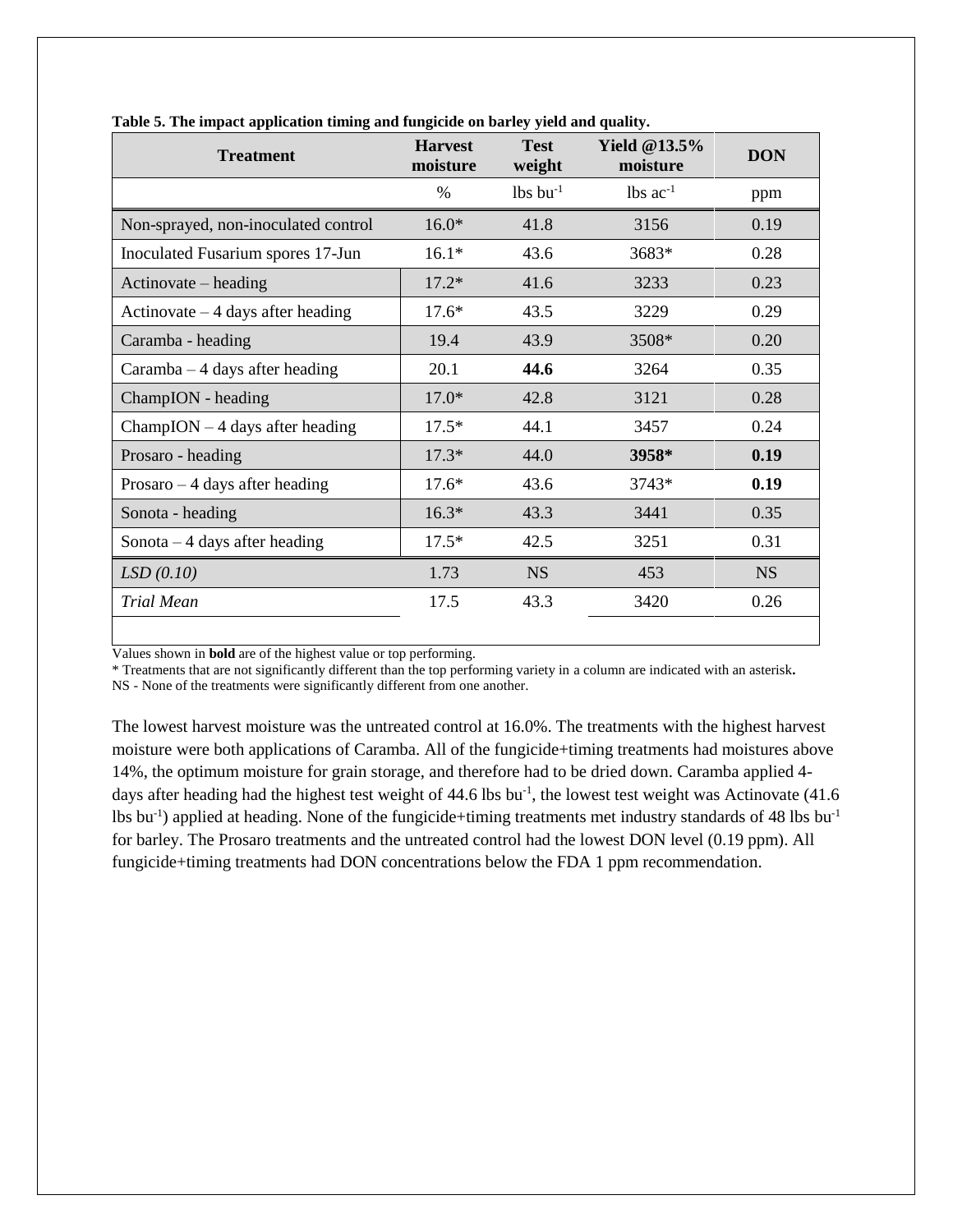**Table 5. The impact application timing and fungicide on barley yield and quality.**

| Treatment | Harvest moisture | Test weight | Yield @13.5% moisture | DON |
|---|---|---|---|---|
| | % | lbs bu$^{-1}$ | lbs ac$^{-1}$ | ppm |
| Non-sprayed, non-inoculated control | 16.0* | 41.8 | 3156 | 0.19 |
| Inoculated Fusarium spores 17-Jun | 16.1* | 43.6 | 3683* | 0.28 |
| Actinovate – heading | 17.2* | 41.6 | 3233 | 0.23 |
| Actinovate – 4 days after heading | 17.6* | 43.5 | 3229 | 0.29 |
| Caramba - heading | 19.4 | 43.9 | 3508* | 0.20 |
| Caramba – 4 days after heading | 20.1 | **44.6** | 3264 | 0.35 |
| ChampION - heading | 17.0* | 42.8 | 3121 | 0.28 |
| ChampION – 4 days after heading | 17.5* | 44.1 | 3457 | 0.24 |
| Prosaro - heading | 17.3* | 44.0 | **3958*** | **0.19** |
| Prosaro – 4 days after heading | 17.6* | 43.6 | 3743* | **0.19** |
| Sonota - heading | 16.3* | 43.3 | 3441 | 0.35 |
| Sonota – 4 days after heading | 17.5* | 42.5 | 3251 | 0.31 |
| *LSD (0.10)* | 1.73 | NS | 453 | NS |
| *Trial Mean* | 17.5 | 43.3 | 3420 | 0.26 |

Values shown in **bold** are of the highest value or top performing.
* Treatments that are not significantly different than the top performing variety in a column are indicated with an asterisk**.**
NS - None of the treatments were significantly different from one another.

The lowest harvest moisture was the untreated control at 16.0%. The treatments with the highest harvest moisture were both applications of Caramba. All of the fungicide+timing treatments had moistures above 14%, the optimum moisture for grain storage, and therefore had to be dried down. Caramba applied 4-days after heading had the highest test weight of 44.6 lbs bu$^{-1}$, the lowest test weight was Actinovate (41.6 lbs bu$^{-1}$) applied at heading. None of the fungicide+timing treatments met industry standards of 48 lbs bu$^{-1}$ for barley. The Prosaro treatments and the untreated control had the lowest DON level (0.19 ppm). All fungicide+timing treatments had DON concentrations below the FDA 1 ppm recommendation.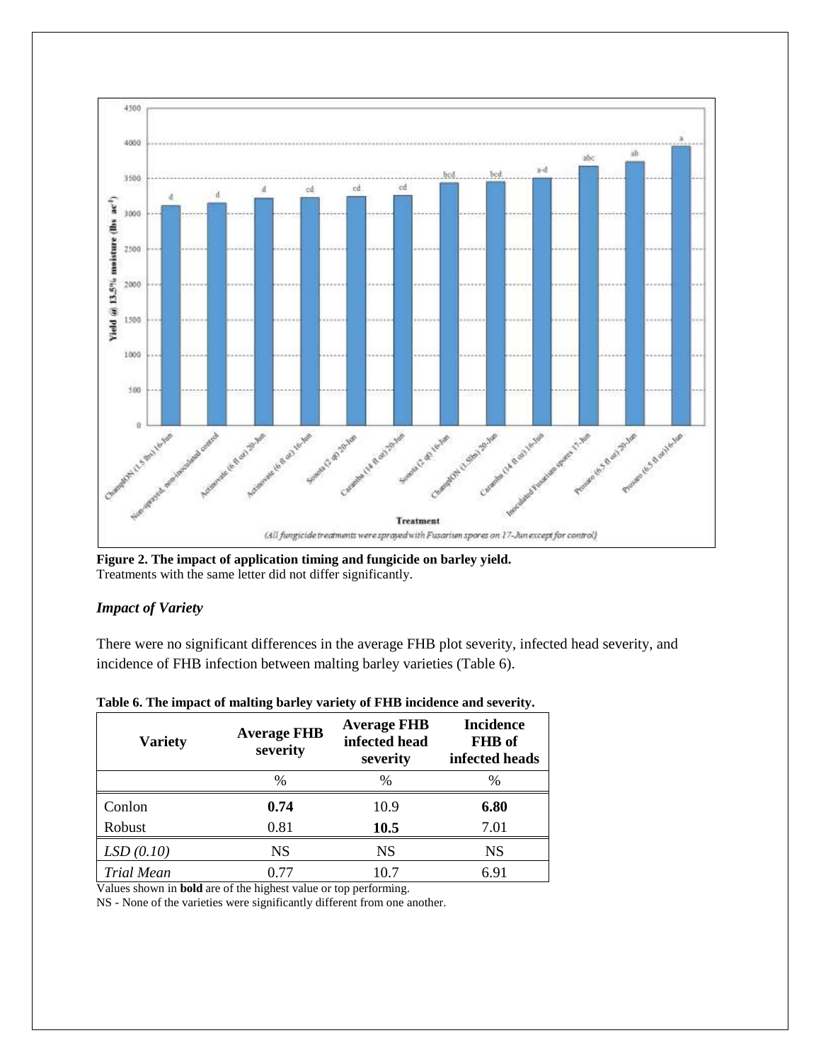**Figure 2. The impact of application timing and fungicide on barley yield.**
Treatments with the same letter did not differ significantly.

### *Impact of Variety*

There were no significant differences in the average FHB plot severity, infected head severity, and incidence of FHB infection between malting barley varieties (Table 6).

**Table 6. The impact of malting barley variety of FHB incidence and severity.**

| Variety | Average FHB severity | Average FHB infected head severity | Incidence FHB of infected heads |
|---|---|---|---|
| | % | % | % |
| Conlon | **0.74** | 10.9 | **6.80** |
| Robust | 0.81 | **10.5** | 7.01 |
| *LSD (0.10)* | NS | NS | NS |
| *Trial Mean* | 0.77 | 10.7 | 6.91 |

Values shown in **bold** are of the highest value or top performing.
NS - None of the varieties were significantly different from one another.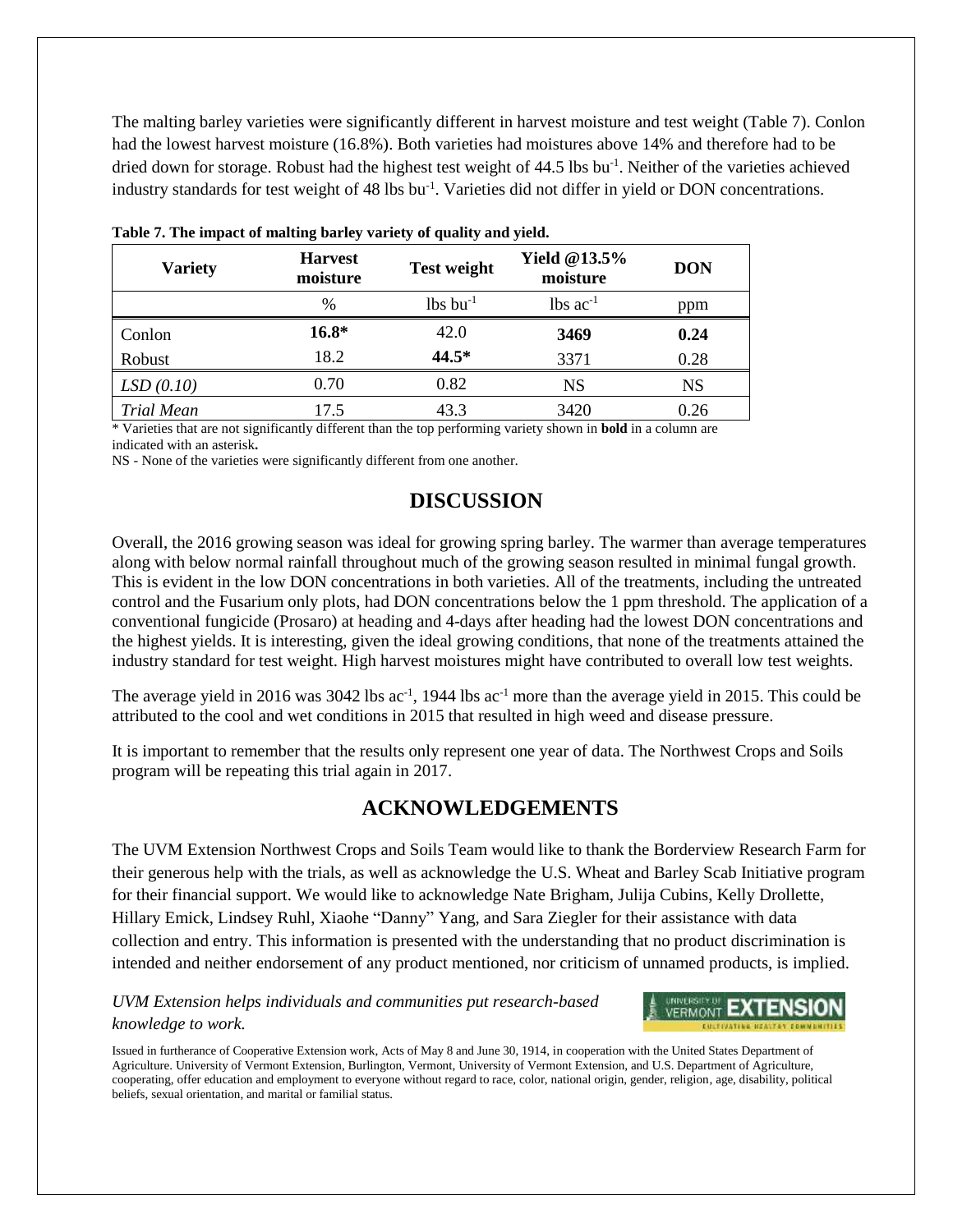The malting barley varieties were significantly different in harvest moisture and test weight (Table 7). Conlon had the lowest harvest moisture (16.8%). Both varieties had moistures above 14% and therefore had to be dried down for storage. Robust had the highest test weight of 44.5 lbs $bu^{-1}$. Neither of the varieties achieved industry standards for test weight of 48 lbs $bu^{-1}$. Varieties did not differ in yield or DON concentrations.

**Table 7. The impact of malting barley variety of quality and yield.**

| Variety | Harvest moisture | Test weight | Yield @13.5% moisture | DON |
|---|---|---|---|---|
| | % | lbs $bu^{-1}$ | lbs $ac^{-1}$ | ppm |
| Conlon | **16.8***| 42.0 | **3469** | **0.24** |
| Robust | 18.2 | **44.5*** | 3371 | 0.28 |
| *LSD (0.10)* | 0.70 | 0.82 | NS | NS |
| *Trial Mean* | 17.5 | 43.3 | 3420 | 0.26 |

\* Varieties that are not significantly different than the top performing variety shown in **bold** in a column are indicated with an asterisk**.**

NS - None of the varieties were significantly different from one another.

## DISCUSSION

Overall, the 2016 growing season was ideal for growing spring barley. The warmer than average temperatures along with below normal rainfall throughout much of the growing season resulted in minimal fungal growth. This is evident in the low DON concentrations in both varieties. All of the treatments, including the untreated control and the Fusarium only plots, had DON concentrations below the 1 ppm threshold. The application of a conventional fungicide (Prosaro) at heading and 4-days after heading had the lowest DON concentrations and the highest yields. It is interesting, given the ideal growing conditions, that none of the treatments attained the industry standard for test weight. High harvest moistures might have contributed to overall low test weights.

The average yield in 2016 was 3042 lbs $ac^{-1}$, 1944 lbs $ac^{-1}$ more than the average yield in 2015. This could be attributed to the cool and wet conditions in 2015 that resulted in high weed and disease pressure.

It is important to remember that the results only represent one year of data. The Northwest Crops and Soils program will be repeating this trial again in 2017.

## ACKNOWLEDGEMENTS

The UVM Extension Northwest Crops and Soils Team would like to thank the Borderview Research Farm for their generous help with the trials, as well as acknowledge the U.S. Wheat and Barley Scab Initiative program for their financial support. We would like to acknowledge Nate Brigham, Julija Cubins, Kelly Drollette, Hillary Emick, Lindsey Ruhl, Xiaohe "Danny" Yang, and Sara Ziegler for their assistance with data collection and entry. This information is presented with the understanding that no product discrimination is intended and neither endorsement of any product mentioned, nor criticism of unnamed products, is implied.

*UVM Extension helps individuals and communities put research-based knowledge to work.*

Issued in furtherance of Cooperative Extension work, Acts of May 8 and June 30, 1914, in cooperation with the United States Department of Agriculture. University of Vermont Extension, Burlington, Vermont, University of Vermont Extension, and U.S. Department of Agriculture, cooperating, offer education and employment to everyone without regard to race, color, national origin, gender, religion, age, disability, political beliefs, sexual orientation, and marital or familial status.